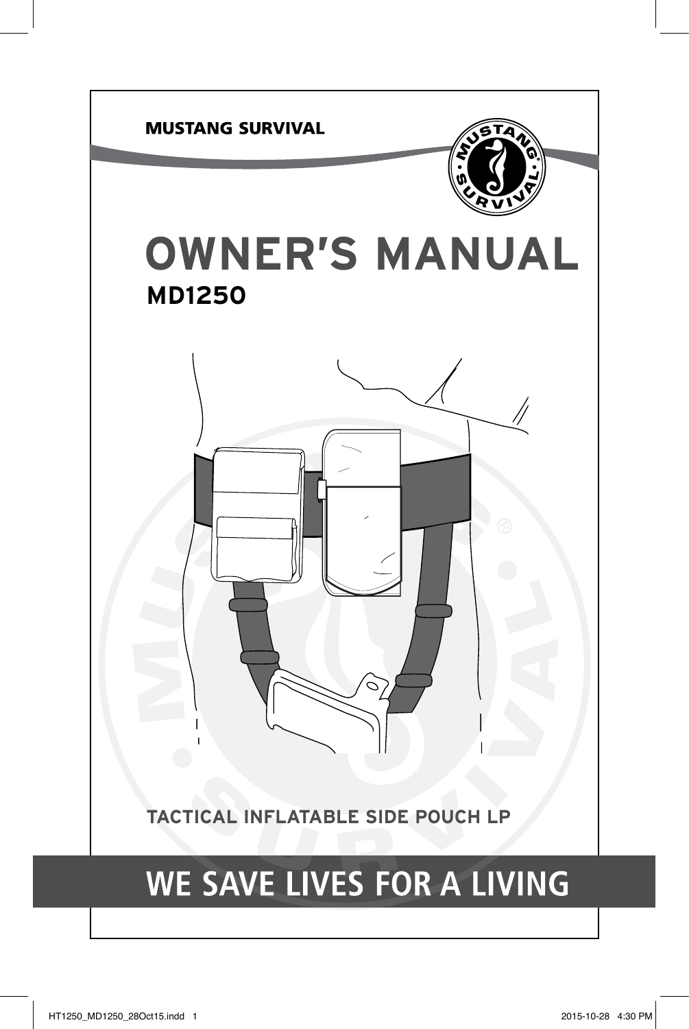MUSTANG SURVIVAL

# OWNER'S MANUAL

## MD1250

TACTICAL INFLATABLE SIDE POUCH LP

WE SAVE LIVES FOR A LIVING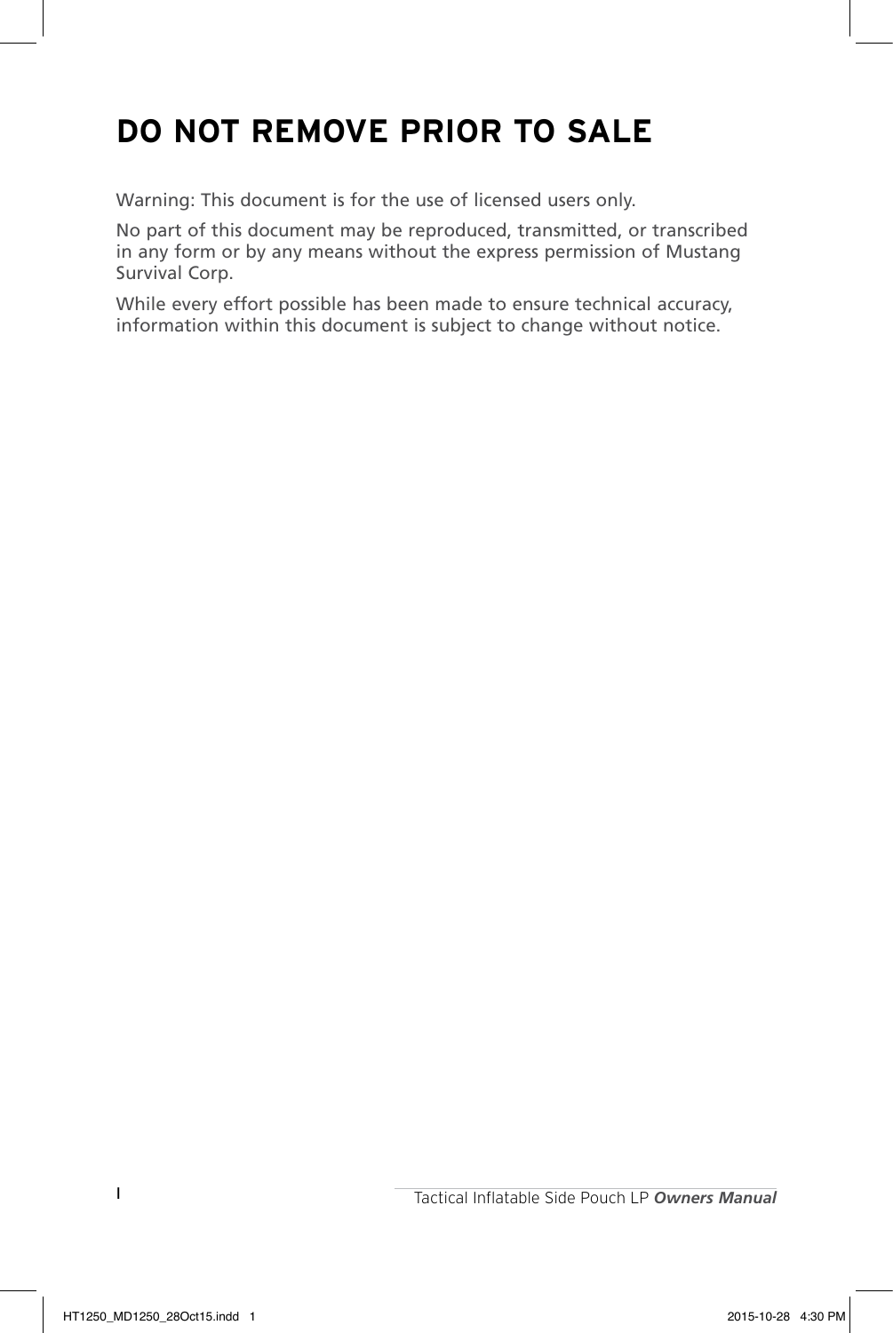# DO NOT REMOVE PRIOR TO SALE

Warning: This document is for the use of licensed users only.

No part of this document may be reproduced, transmitted, or transcribed in any form or by any means without the express permission of Mustang Survival Corp.

While every effort possible has been made to ensure technical accuracy, information within this document is subject to change without notice.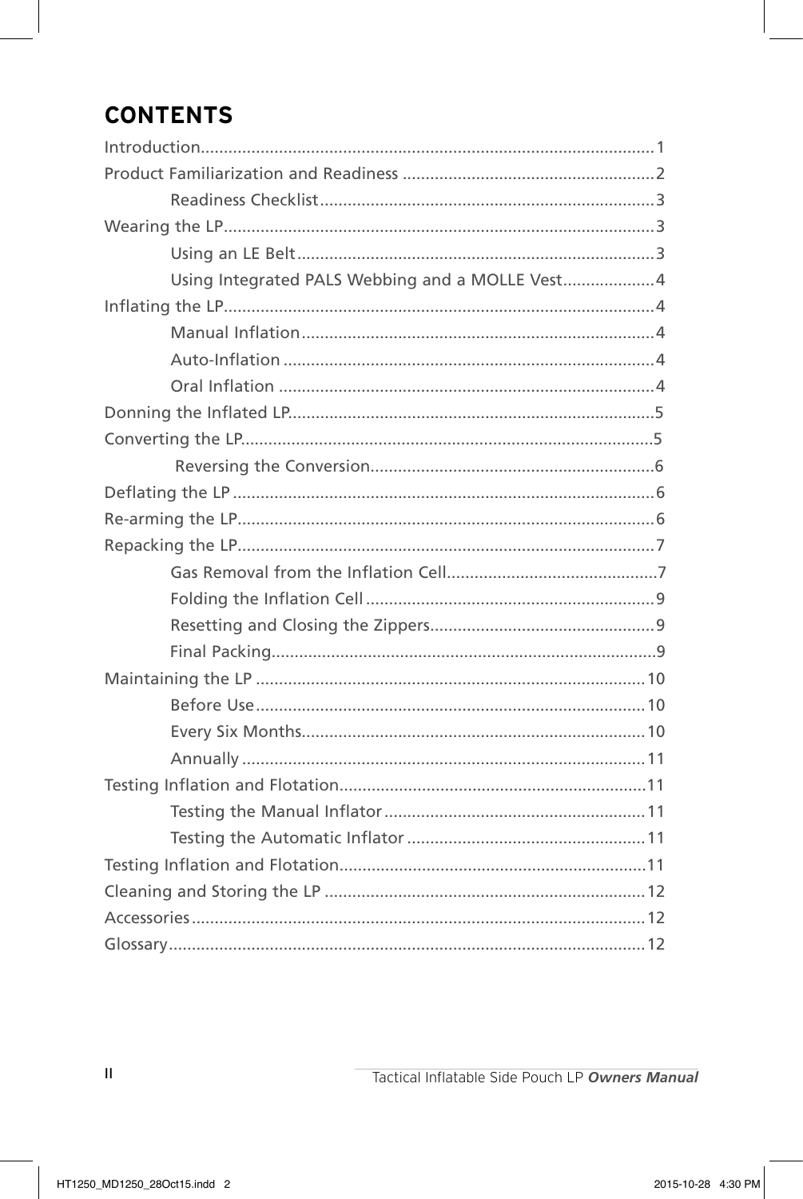# CONTENTS

Introduction.......................................................................................1
Product Familiarization and Readiness .......................................................2
    Readiness Checklist.........................................................................3
Wearing the LP...................................................................................3
    Using an LE Belt.............................................................................3
    Using Integrated PALS Webbing and a MOLLE Vest....................4
Inflating the LP...................................................................................4
    Manual Inflation.............................................................................4
    Auto-Inflation ................................................................................4
    Oral Inflation ..................................................................................4
Donning the Inflated LP........................................................................5
Converting the LP................................................................................5
    Reversing the Conversion.............................................................6
Deflating the LP ..................................................................................6
Re-arming the LP.................................................................................6
Repacking the LP.................................................................................7
    Gas Removal from the Inflation Cell.............................................7
    Folding the Inflation Cell ...............................................................9
    Resetting and Closing the Zippers.................................................9
    Final Packing....................................................................................9
Maintaining the LP ...............................................................................10
    Before Use.....................................................................................10
    Every Six Months............................................................................10
    Annually ........................................................................................11
Testing Inflation and Flotation..............................................................11
    Testing the Manual Inflator .........................................................11
    Testing the Automatic Inflator ....................................................11
Testing Inflation and Flotation..............................................................11
Cleaning and Storing the LP .................................................................12
Accessories..........................................................................................12
Glossary...............................................................................................12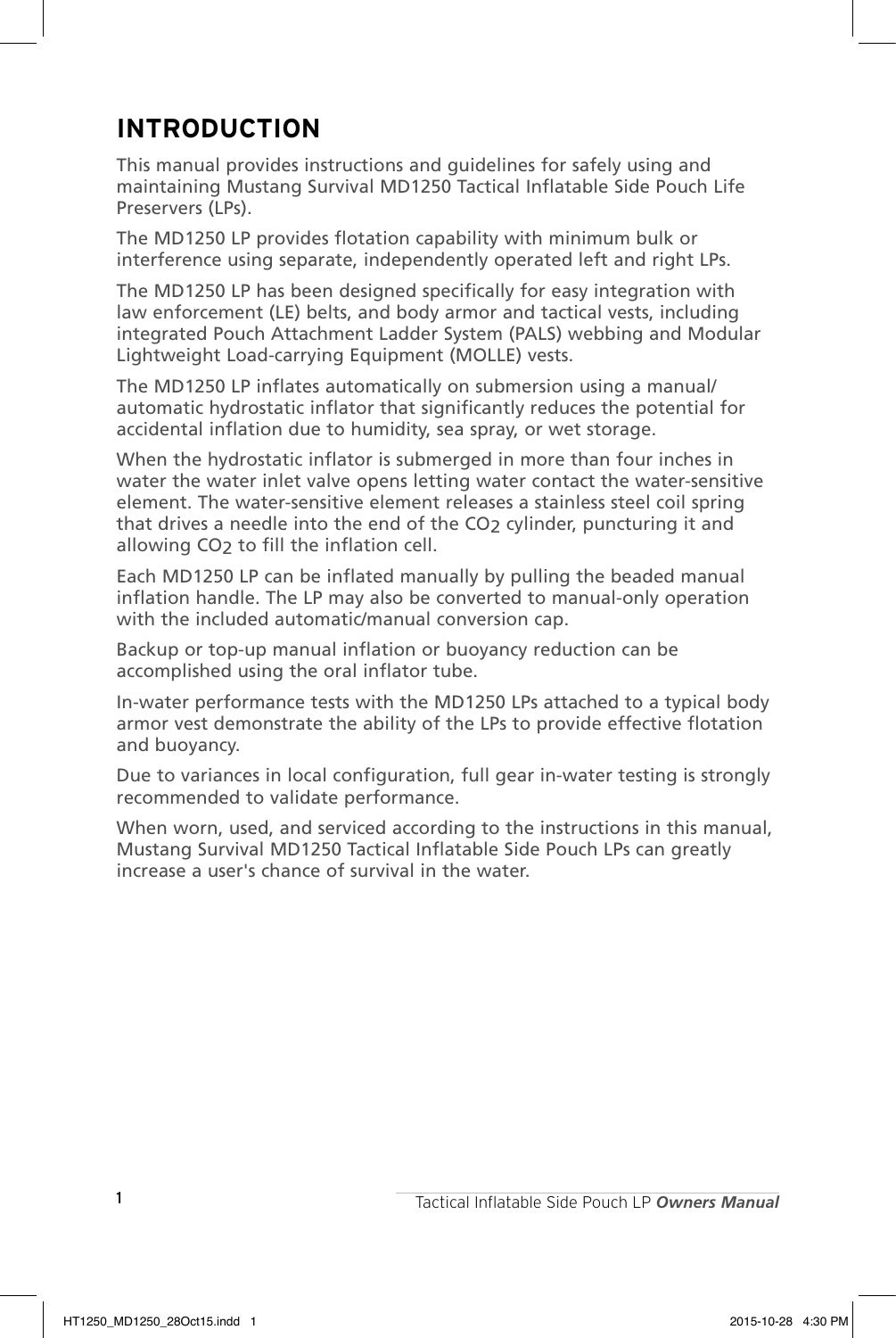# INTRODUCTION

This manual provides instructions and guidelines for safely using and maintaining Mustang Survival MD1250 Tactical Inflatable Side Pouch Life Preservers (LPs).

The MD1250 LP provides flotation capability with minimum bulk or interference using separate, independently operated left and right LPs.

The MD1250 LP has been designed specifically for easy integration with law enforcement (LE) belts, and body armor and tactical vests, including integrated Pouch Attachment Ladder System (PALS) webbing and Modular Lightweight Load-carrying Equipment (MOLLE) vests.

The MD1250 LP inflates automatically on submersion using a manual/automatic hydrostatic inflator that significantly reduces the potential for accidental inflation due to humidity, sea spray, or wet storage.

When the hydrostatic inflator is submerged in more than four inches in water the water inlet valve opens letting water contact the water-sensitive element. The water-sensitive element releases a stainless steel coil spring that drives a needle into the end of the $CO_2$ cylinder, puncturing it and allowing $CO_2$ to fill the inflation cell.

Each MD1250 LP can be inflated manually by pulling the beaded manual inflation handle. The LP may also be converted to manual-only operation with the included automatic/manual conversion cap.

Backup or top-up manual inflation or buoyancy reduction can be accomplished using the oral inflator tube.

In-water performance tests with the MD1250 LPs attached to a typical body armor vest demonstrate the ability of the LPs to provide effective flotation and buoyancy.

Due to variances in local configuration, full gear in-water testing is strongly recommended to validate performance.

When worn, used, and serviced according to the instructions in this manual, Mustang Survival MD1250 Tactical Inflatable Side Pouch LPs can greatly increase a user's chance of survival in the water.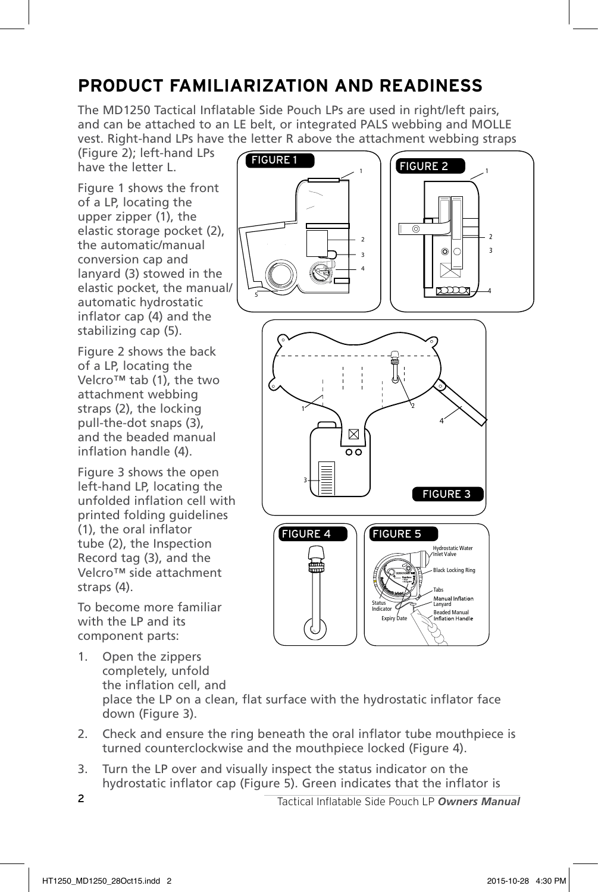# PRODUCT FAMILIARIZATION AND READINESS

The MD1250 Tactical Inflatable Side Pouch LPs are used in right/left pairs, and can be attached to an LE belt, or integrated PALS webbing and MOLLE vest. Right-hand LPs have the letter R above the attachment webbing straps (Figure 2); left-hand LPs have the letter L.

Figure 1 shows the front of a LP, locating the upper zipper (1), the elastic storage pocket (2), the automatic/manual conversion cap and lanyard (3) stowed in the elastic pocket, the manual/automatic hydrostatic inflator cap (4) and the stabilizing cap (5).

Figure 2 shows the back of a LP, locating the Velcro™ tab (1), the two attachment webbing straps (2), the locking pull-the-dot snaps (3), and the beaded manual inflation handle (4).

Figure 3 shows the open left-hand LP, locating the unfolded inflation cell with printed folding guidelines (1), the oral inflator tube (2), the Inspection Record tag (3), and the Velcro™ side attachment straps (4).

To become more familiar with the LP and its component parts:

1. Open the zippers completely, unfold the inflation cell, and place the LP on a clean, flat surface with the hydrostatic inflator face down (Figure 3).
2. Check and ensure the ring beneath the oral inflator tube mouthpiece is turned counterclockwise and the mouthpiece locked (Figure 4).
3. Turn the LP over and visually inspect the status indicator on the hydrostatic inflator cap (Figure 5). Green indicates that the inflator is

FIGURE 1

FIGURE 2

FIGURE 3

FIGURE 4

FIGURE 5

Hydrostatic Water Inlet Valve

Black Locking Ring

Tabs

Manual Inflation Lanyard

Beaded Manual Inflation Handle

Status Indicator

Expiry Date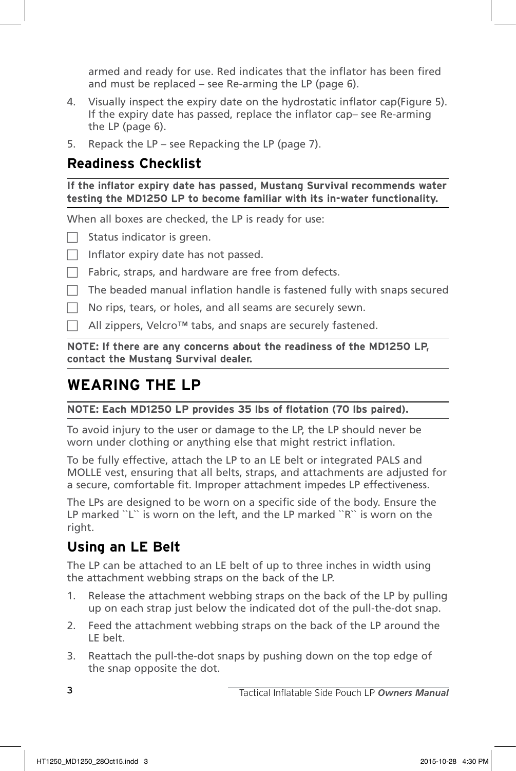armed and ready for use. Red indicates that the inflator has been fired and must be replaced – see Re-arming the LP (page 6).

4. Visually inspect the expiry date on the hydrostatic inflator cap(Figure 5). If the expiry date has passed, replace the inflator cap– see Re-arming the LP (page 6).
5. Repack the LP – see Repacking the LP (page 7).

## Readiness Checklist

**If the inflator expiry date has passed, Mustang Survival recommends water testing the MD1250 LP to become familiar with its in-water functionality.**

When all boxes are checked, the LP is ready for use:

- [ ] Status indicator is green.
- [ ] Inflator expiry date has not passed.
- [ ] Fabric, straps, and hardware are free from defects.
- [ ] The beaded manual inflation handle is fastened fully with snaps secured
- [ ] No rips, tears, or holes, and all seams are securely sewn.
- [ ] All zippers, Velcro™ tabs, and snaps are securely fastened.

**NOTE: If there are any concerns about the readiness of the MD1250 LP, contact the Mustang Survival dealer.**

# WEARING THE LP

**NOTE: Each MD1250 LP provides 35 lbs of flotation (70 lbs paired).**

To avoid injury to the user or damage to the LP, the LP should never be worn under clothing or anything else that might restrict inflation.

To be fully effective, attach the LP to an LE belt or integrated PALS and MOLLE vest, ensuring that all belts, straps, and attachments are adjusted for a secure, comfortable fit. Improper attachment impedes LP effectiveness.

The LPs are designed to be worn on a specific side of the body. Ensure the LP marked ``L`` is worn on the left, and the LP marked ``R`` is worn on the right.

## Using an LE Belt

The LP can be attached to an LE belt of up to three inches in width using the attachment webbing straps on the back of the LP.

1. Release the attachment webbing straps on the back of the LP by pulling up on each strap just below the indicated dot of the pull-the-dot snap.
2. Feed the attachment webbing straps on the back of the LP around the LE belt.
3. Reattach the pull-the-dot snaps by pushing down on the top edge of the snap opposite the dot.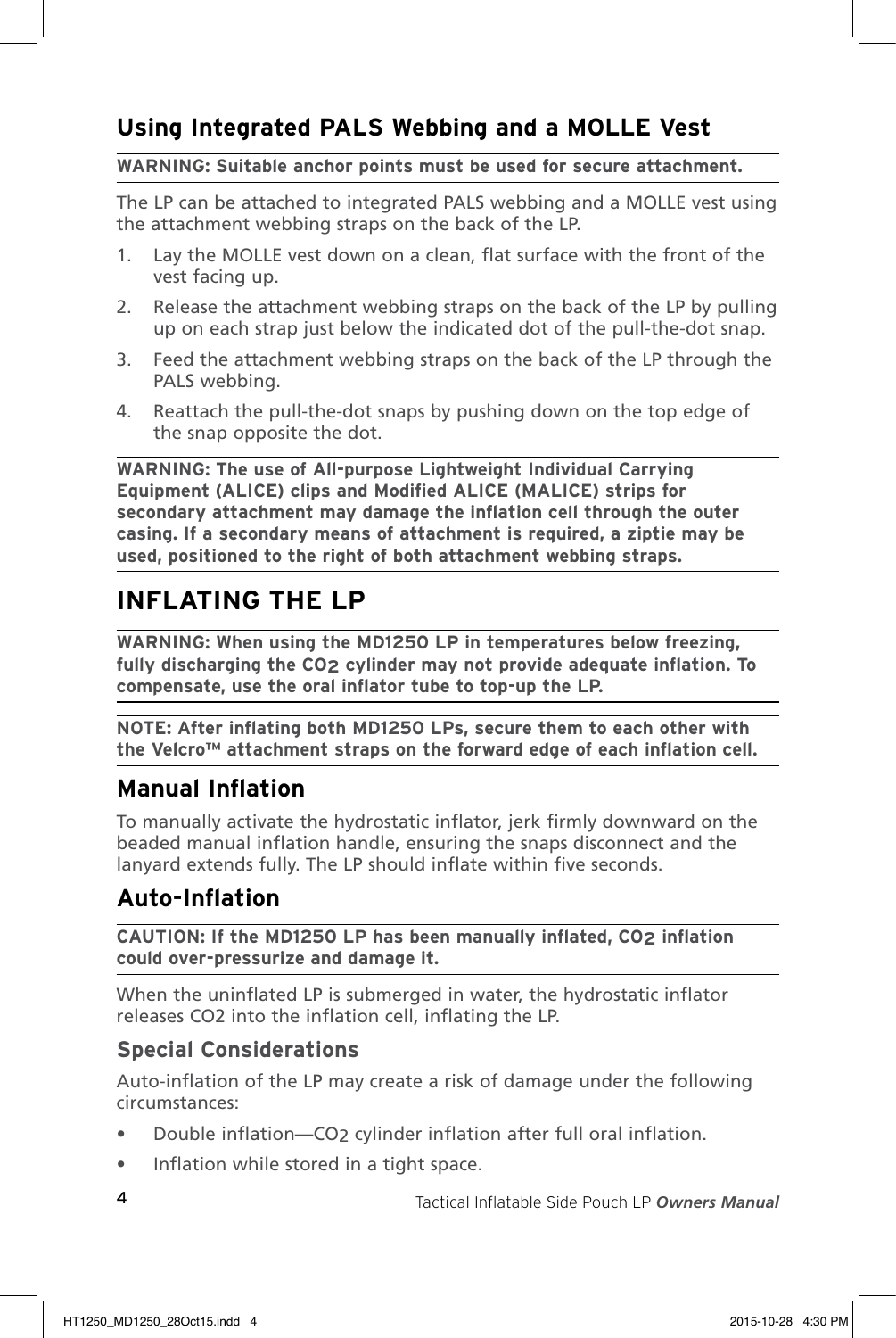## Using Integrated PALS Webbing and a MOLLE Vest

**WARNING: Suitable anchor points must be used for secure attachment.**

The LP can be attached to integrated PALS webbing and a MOLLE vest using the attachment webbing straps on the back of the LP.

1. Lay the MOLLE vest down on a clean, flat surface with the front of the vest facing up.
2. Release the attachment webbing straps on the back of the LP by pulling up on each strap just below the indicated dot of the pull-the-dot snap.
3. Feed the attachment webbing straps on the back of the LP through the PALS webbing.
4. Reattach the pull-the-dot snaps by pushing down on the top edge of the snap opposite the dot.

**WARNING: The use of All-purpose Lightweight Individual Carrying Equipment (ALICE) clips and Modified ALICE (MALICE) strips for secondary attachment may damage the inflation cell through the outer casing. If a secondary means of attachment is required, a ziptie may be used, positioned to the right of both attachment webbing straps.**

# INFLATING THE LP

**WARNING: When using the MD1250 LP in temperatures below freezing, fully discharging the $CO_2$ cylinder may not provide adequate inflation. To compensate, use the oral inflator tube to top-up the LP.**

**NOTE: After inflating both MD1250 LPs, secure them to each other with the Velcro™ attachment straps on the forward edge of each inflation cell.**

## Manual Inflation

To manually activate the hydrostatic inflator, jerk firmly downward on the beaded manual inflation handle, ensuring the snaps disconnect and the lanyard extends fully. The LP should inflate within five seconds.

## Auto-Inflation

**CAUTION: If the MD1250 LP has been manually inflated, $CO_2$ inflation could over-pressurize and damage it.**

When the uninflated LP is submerged in water, the hydrostatic inflator releases CO2 into the inflation cell, inflating the LP.

### Special Considerations

Auto-inflation of the LP may create a risk of damage under the following circumstances:

- Double inflation—$CO_2$ cylinder inflation after full oral inflation.
- Inflation while stored in a tight space.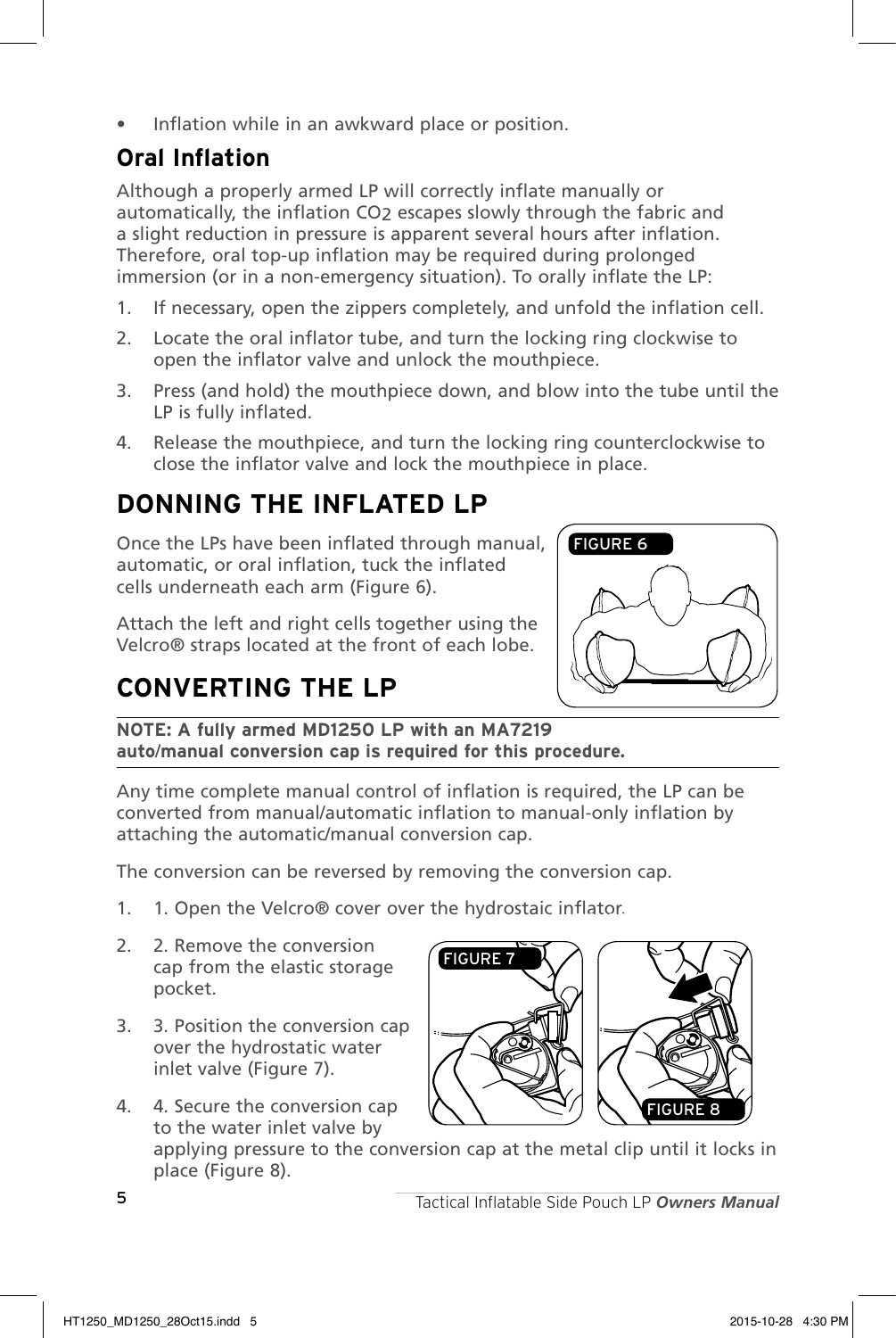- Inflation while in an awkward place or position.

### Oral Inflation

Although a properly armed LP will correctly inflate manually or automatically, the inflation $CO_2$ escapes slowly through the fabric and a slight reduction in pressure is apparent several hours after inflation. Therefore, oral top-up inflation may be required during prolonged immersion (or in a non-emergency situation). To orally inflate the LP:

1. If necessary, open the zippers completely, and unfold the inflation cell.
2. Locate the oral inflator tube, and turn the locking ring clockwise to open the inflator valve and unlock the mouthpiece.
3. Press (and hold) the mouthpiece down, and blow into the tube until the LP is fully inflated.
4. Release the mouthpiece, and turn the locking ring counterclockwise to close the inflator valve and lock the mouthpiece in place.

## DONNING THE INFLATED LP

Once the LPs have been inflated through manual, automatic, or oral inflation, tuck the inflated cells underneath each arm (Figure 6).

FIGURE 6

Attach the left and right cells together using the Velcro® straps located at the front of each lobe.

## CONVERTING THE LP

**NOTE: A fully armed MD1250 LP with an MA7219 auto/manual conversion cap is required for this procedure.**

Any time complete manual control of inflation is required, the LP can be converted from manual/automatic inflation to manual-only inflation by attaching the automatic/manual conversion cap.

The conversion can be reversed by removing the conversion cap.

1. 1. Open the Velcro® cover over the hydrostaic inflator.
2. 2. Remove the conversion cap from the elastic storage pocket.
3. 3. Position the conversion cap over the hydrostatic water inlet valve (Figure 7).
4. 4. Secure the conversion cap to the water inlet valve by applying pressure to the conversion cap at the metal clip until it locks in place (Figure 8).

FIGURE 7

FIGURE 8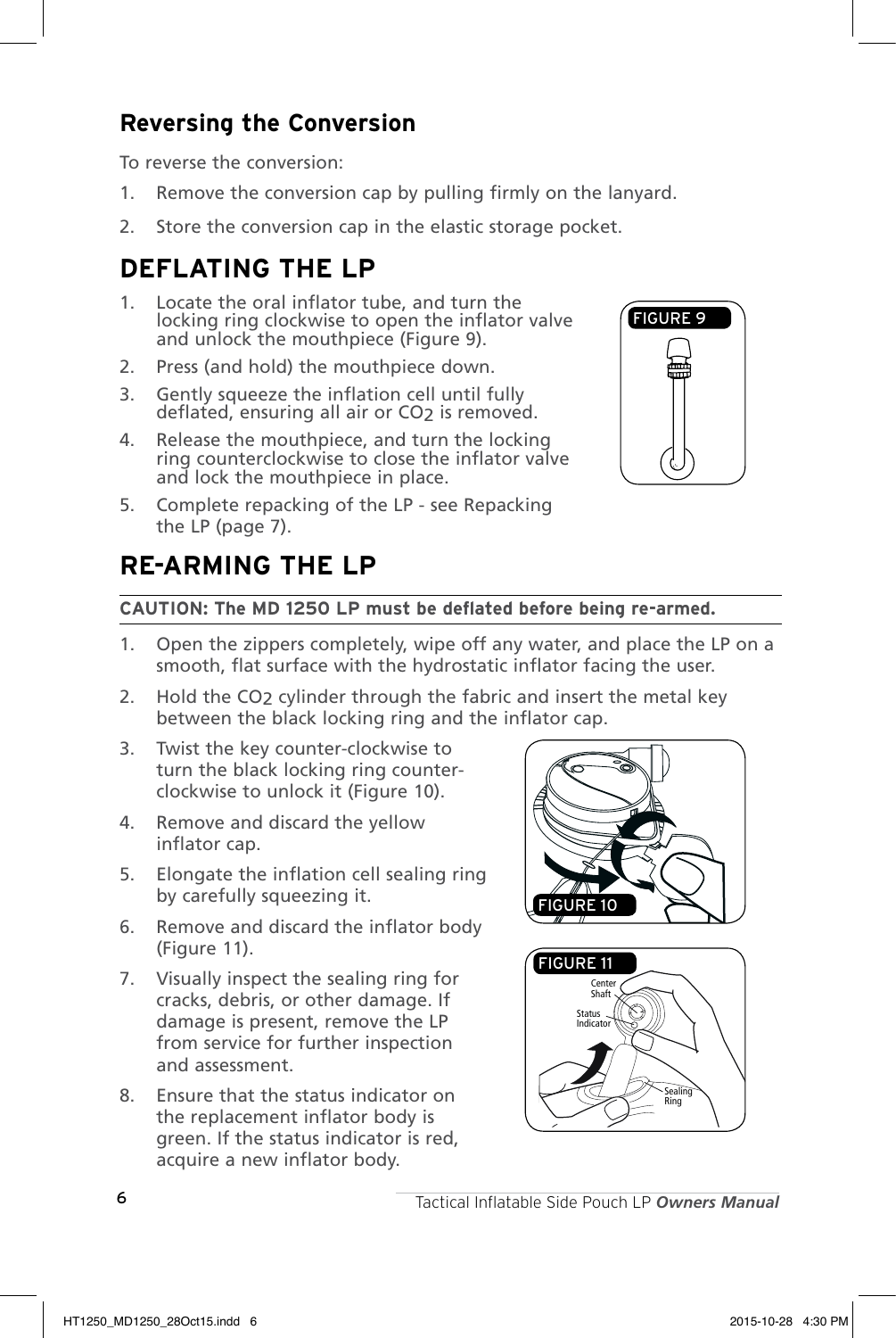### Reversing the Conversion

To reverse the conversion:

1. Remove the conversion cap by pulling firmly on the lanyard.
2. Store the conversion cap in the elastic storage pocket.

## DEFLATING THE LP

1. Locate the oral inflator tube, and turn the locking ring clockwise to open the inflator valve and unlock the mouthpiece (Figure 9).
2. Press (and hold) the mouthpiece down.
3. Gently squeeze the inflation cell until fully deflated, ensuring all air or $CO_2$ is removed.
4. Release the mouthpiece, and turn the locking ring counterclockwise to close the inflator valve and lock the mouthpiece in place.
5. Complete repacking of the LP - see Repacking the LP (page 7).

FIGURE 9

## RE-ARMING THE LP

**CAUTION: The MD 1250 LP must be deflated before being re-armed.**

1. Open the zippers completely, wipe off any water, and place the LP on a smooth, flat surface with the hydrostatic inflator facing the user.
2. Hold the $CO_2$ cylinder through the fabric and insert the metal key between the black locking ring and the inflator cap.
3. Twist the key counter-clockwise to turn the black locking ring counter-clockwise to unlock it (Figure 10).
4. Remove and discard the yellow inflator cap.
5. Elongate the inflation cell sealing ring by carefully squeezing it.
6. Remove and discard the inflator body (Figure 11).
7. Visually inspect the sealing ring for cracks, debris, or other damage. If damage is present, remove the LP from service for further inspection and assessment.
8. Ensure that the status indicator on the replacement inflator body is green. If the status indicator is red, acquire a new inflator body.

FIGURE 10

FIGURE 11

Center Shaft

Status Indicator

Sealing Ring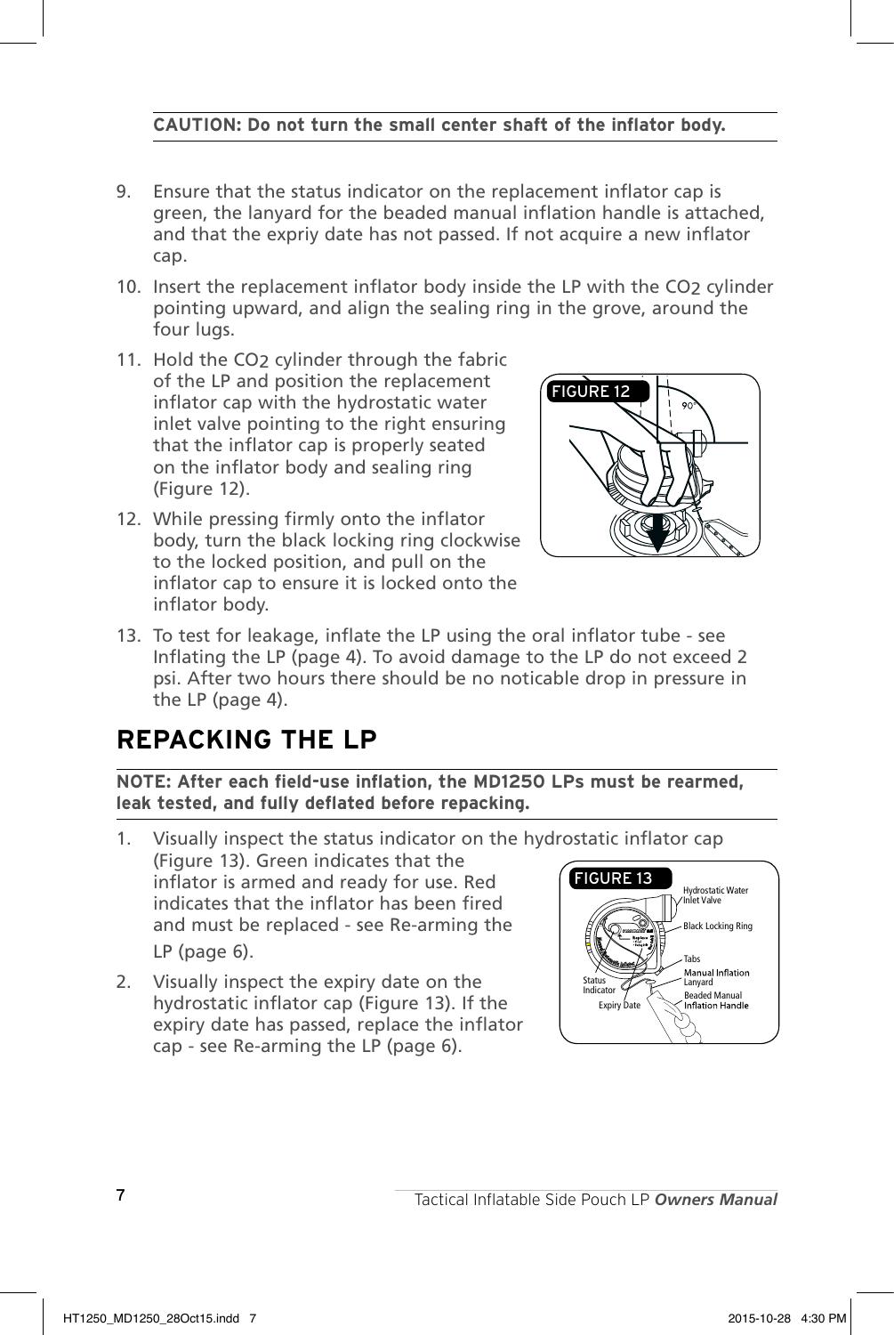**CAUTION: Do not turn the small center shaft of the inflator body.**

9. Ensure that the status indicator on the replacement inflator cap is green, the lanyard for the beaded manual inflation handle is attached, and that the expriy date has not passed. If not acquire a new inflator cap.
10. Insert the replacement inflator body inside the LP with the $CO_2$ cylinder pointing upward, and align the sealing ring in the grove, around the four lugs.
11. Hold the $CO_2$ cylinder through the fabric of the LP and position the replacement inflator cap with the hydrostatic water inlet valve pointing to the right ensuring that the inflator cap is properly seated on the inflator body and sealing ring (Figure 12).
12. While pressing firmly onto the inflator body, turn the black locking ring clockwise to the locked position, and pull on the inflator cap to ensure it is locked onto the inflator body.

FIGURE 12

13. To test for leakage, inflate the LP using the oral inflator tube - see Inflating the LP (page 4). To avoid damage to the LP do not exceed 2 psi. After two hours there should be no noticable drop in pressure in the LP (page 4).

## REPACKING THE LP

**NOTE: After each field-use inflation, the MD1250 LPs must be rearmed, leak tested, and fully deflated before repacking.**

1. Visually inspect the status indicator on the hydrostatic inflator cap (Figure 13). Green indicates that the inflator is armed and ready for use. Red indicates that the inflator has been fired and must be replaced - see Re-arming the LP (page 6).
2. Visually inspect the expiry date on the hydrostatic inflator cap (Figure 13). If the expiry date has passed, replace the inflator cap - see Re-arming the LP (page 6).

FIGURE 13

Hydrostatic Water Inlet Valve
Black Locking Ring
Tabs
Manual Inflation Lanyard
Beaded Manual Inflation Handle
Status Indicator
Expiry Date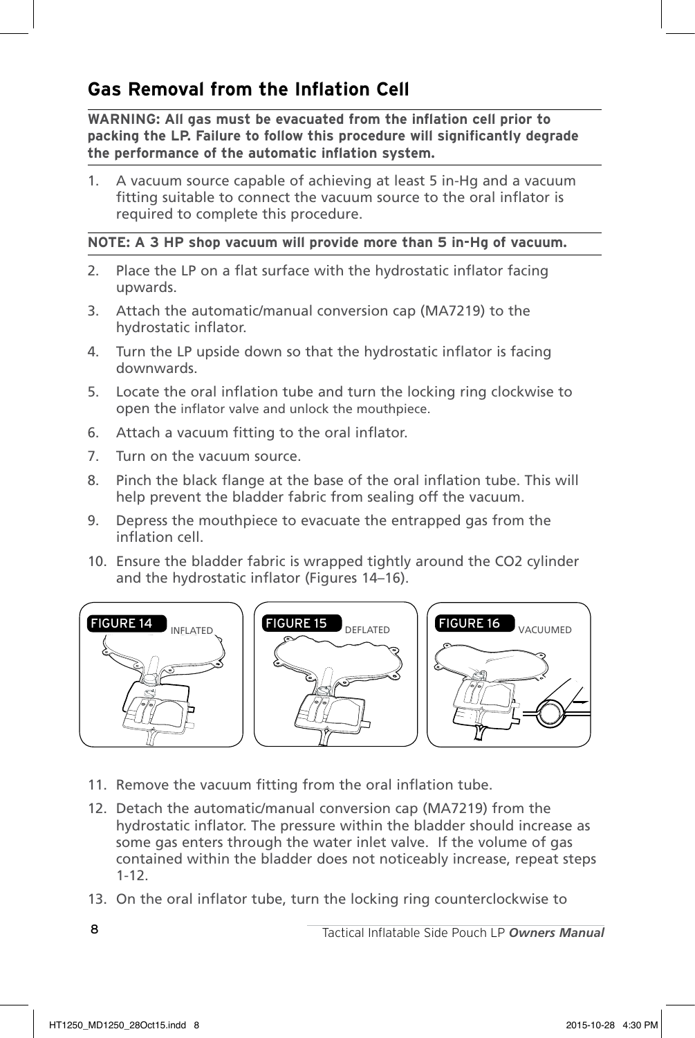## Gas Removal from the Inflation Cell

**WARNING: All gas must be evacuated from the inflation cell prior to packing the LP. Failure to follow this procedure will significantly degrade the performance of the automatic inflation system.**

1. A vacuum source capable of achieving at least 5 in-Hg and a vacuum fitting suitable to connect the vacuum source to the oral inflator is required to complete this procedure.

**NOTE: A 3 HP shop vacuum will provide more than 5 in-Hg of vacuum.**

2. Place the LP on a flat surface with the hydrostatic inflator facing upwards.
3. Attach the automatic/manual conversion cap (MA7219) to the hydrostatic inflator.
4. Turn the LP upside down so that the hydrostatic inflator is facing downwards.
5. Locate the oral inflation tube and turn the locking ring clockwise to open the inflator valve and unlock the mouthpiece.
6. Attach a vacuum fitting to the oral inflator.
7. Turn on the vacuum source.
8. Pinch the black flange at the base of the oral inflation tube. This will help prevent the bladder fabric from sealing off the vacuum.
9. Depress the mouthpiece to evacuate the entrapped gas from the inflation cell.
10. Ensure the bladder fabric is wrapped tightly around the $CO_2$ cylinder and the hydrostatic inflator (Figures 14–16).

FIGURE 14 INFLATED

FIGURE 15 DEFLATED

FIGURE 16 VACUUMED

11. Remove the vacuum fitting from the oral inflation tube.
12. Detach the automatic/manual conversion cap (MA7219) from the hydrostatic inflator. The pressure within the bladder should increase as some gas enters through the water inlet valve. If the volume of gas contained within the bladder does not noticeably increase, repeat steps 1-12.
13. On the oral inflator tube, turn the locking ring counterclockwise to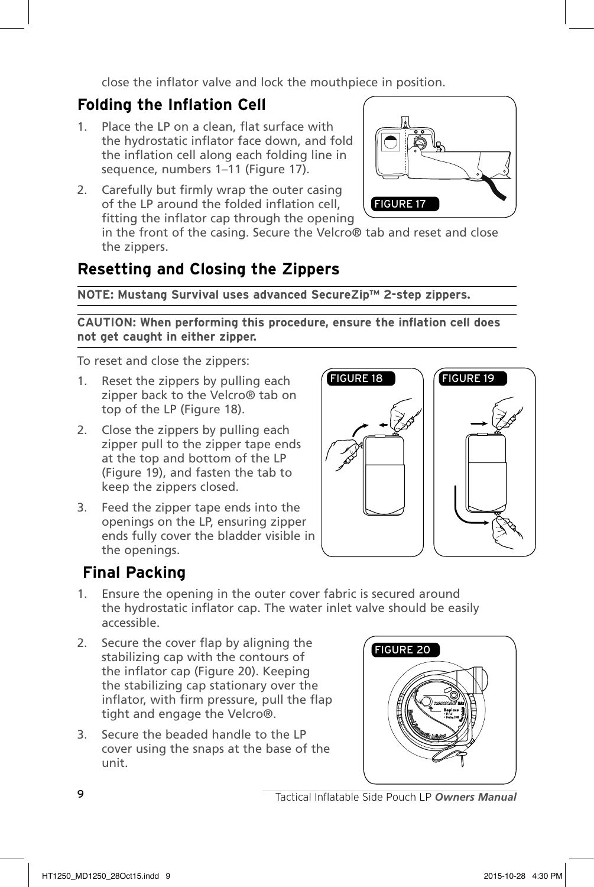close the inflator valve and lock the mouthpiece in position.

## Folding the Inflation Cell

1. Place the LP on a clean, flat surface with the hydrostatic inflator face down, and fold the inflation cell along each folding line in sequence, numbers 1–11 (Figure 17).
2. Carefully but firmly wrap the outer casing of the LP around the folded inflation cell, fitting the inflator cap through the opening in the front of the casing. Secure the Velcro® tab and reset and close the zippers.

FIGURE 17

## Resetting and Closing the Zippers

**NOTE: Mustang Survival uses advanced SecureZip™ 2-step zippers.**

**CAUTION: When performing this procedure, ensure the inflation cell does not get caught in either zipper.**

To reset and close the zippers:

1. Reset the zippers by pulling each zipper back to the Velcro® tab on top of the LP (Figure 18).
2. Close the zippers by pulling each zipper pull to the zipper tape ends at the top and bottom of the LP (Figure 19), and fasten the tab to keep the zippers closed.
3. Feed the zipper tape ends into the openings on the LP, ensuring zipper ends fully cover the bladder visible in the openings.

FIGURE 18

FIGURE 19

## Final Packing

1. Ensure the opening in the outer cover fabric is secured around the hydrostatic inflator cap. The water inlet valve should be easily accessible.
2. Secure the cover flap by aligning the stabilizing cap with the contours of the inflator cap (Figure 20). Keeping the stabilizing cap stationary over the inflator, with firm pressure, pull the flap tight and engage the Velcro®.
3. Secure the beaded handle to the LP cover using the snaps at the base of the unit.

FIGURE 20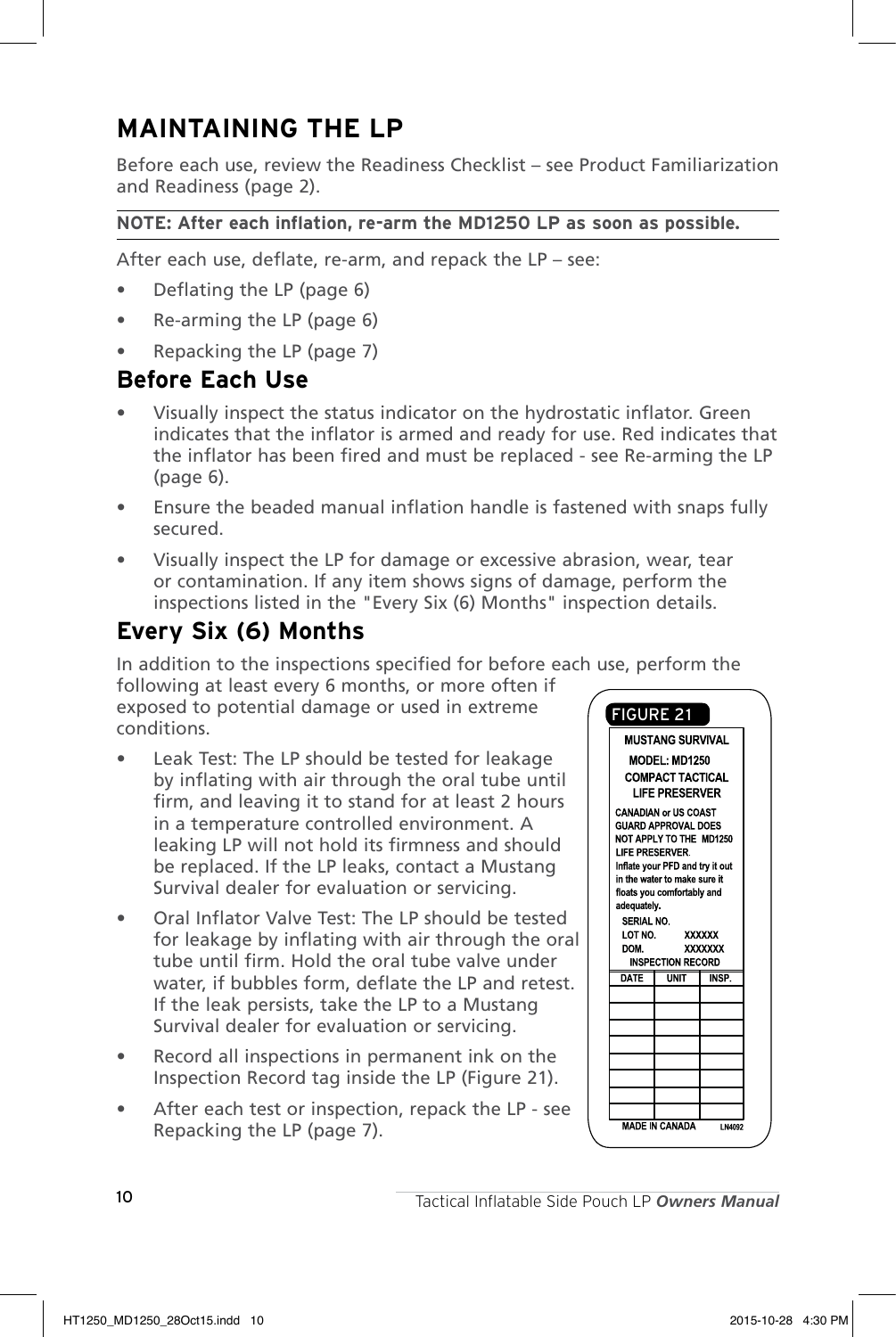# MAINTAINING THE LP

Before each use, review the Readiness Checklist – see Product Familiarization and Readiness (page 2).

**NOTE: After each inflation, re-arm the MD1250 LP as soon as possible.**

After each use, deflate, re-arm, and repack the LP – see:

- Deflating the LP (page 6)
- Re-arming the LP (page 6)
- Repacking the LP (page 7)

## Before Each Use

- Visually inspect the status indicator on the hydrostatic inflator. Green indicates that the inflator is armed and ready for use. Red indicates that the inflator has been fired and must be replaced - see Re-arming the LP (page 6).
- Ensure the beaded manual inflation handle is fastened with snaps fully secured.
- Visually inspect the LP for damage or excessive abrasion, wear, tear or contamination. If any item shows signs of damage, perform the inspections listed in the "Every Six (6) Months" inspection details.

## Every Six (6) Months

In addition to the inspections specified for before each use, perform the following at least every 6 months, or more often if exposed to potential damage or used in extreme conditions.

- Leak Test: The LP should be tested for leakage by inflating with air through the oral tube until firm, and leaving it to stand for at least 2 hours in a temperature controlled environment. A leaking LP will not hold its firmness and should be replaced. If the LP leaks, contact a Mustang Survival dealer for evaluation or servicing.
- Oral Inflator Valve Test: The LP should be tested for leakage by inflating with air through the oral tube until firm. Hold the oral tube valve under water, if bubbles form, deflate the LP and retest. If the leak persists, take the LP to a Mustang Survival dealer for evaluation or servicing.
- Record all inspections in permanent ink on the Inspection Record tag inside the LP (Figure 21).
- After each test or inspection, repack the LP - see Repacking the LP (page 7).

FIGURE 21

MUSTANG SURVIVAL
MODEL: MD1250
COMPACT TACTICAL LIFE PRESERVER

CANADIAN or US COAST GUARD APPROVAL DOES NOT APPLY TO THE MD1250 LIFE PRESERVER.
Inflate your PFD and try it out in the water to make sure it floats you comfortably and adequately.

SERIAL NO.
LOT NO. XXXXXX
DOM. XXXXXXX

INSPECTION RECORD

| DATE | UNIT | INSP. |
|---|---|---|
| | | |
| | | |
| | | |
| | | |
| | | |
| | | |
| | | |
| | | |

MADE IN CANADA LN4092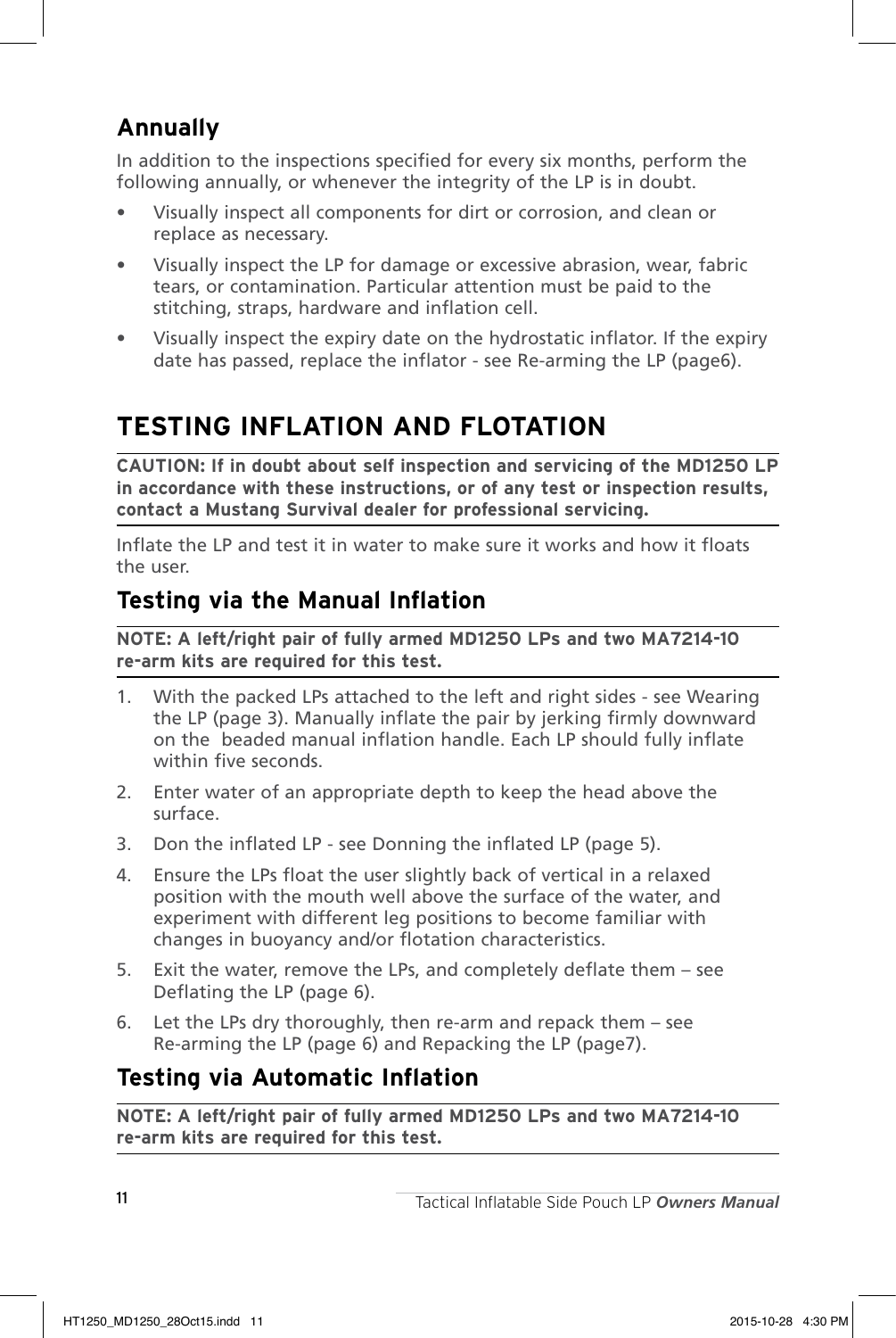## Annually

In addition to the inspections specified for every six months, perform the following annually, or whenever the integrity of the LP is in doubt.

- Visually inspect all components for dirt or corrosion, and clean or replace as necessary.
- Visually inspect the LP for damage or excessive abrasion, wear, fabric tears, or contamination. Particular attention must be paid to the stitching, straps, hardware and inflation cell.
- Visually inspect the expiry date on the hydrostatic inflator. If the expiry date has passed, replace the inflator - see Re-arming the LP (page6).

# TESTING INFLATION AND FLOTATION

**CAUTION: If in doubt about self inspection and servicing of the MD1250 LP in accordance with these instructions, or of any test or inspection results, contact a Mustang Survival dealer for professional servicing.**

Inflate the LP and test it in water to make sure it works and how it floats the user.

## Testing via the Manual Inflation

**NOTE: A left/right pair of fully armed MD1250 LPs and two MA7214-10 re-arm kits are required for this test.**

1. With the packed LPs attached to the left and right sides - see Wearing the LP (page 3). Manually inflate the pair by jerking firmly downward on the beaded manual inflation handle. Each LP should fully inflate within five seconds.
2. Enter water of an appropriate depth to keep the head above the surface.
3. Don the inflated LP - see Donning the inflated LP (page 5).
4. Ensure the LPs float the user slightly back of vertical in a relaxed position with the mouth well above the surface of the water, and experiment with different leg positions to become familiar with changes in buoyancy and/or flotation characteristics.
5. Exit the water, remove the LPs, and completely deflate them – see Deflating the LP (page 6).
6. Let the LPs dry thoroughly, then re-arm and repack them – see Re-arming the LP (page 6) and Repacking the LP (page7).

## Testing via Automatic Inflation

**NOTE: A left/right pair of fully armed MD1250 LPs and two MA7214-10 re-arm kits are required for this test.**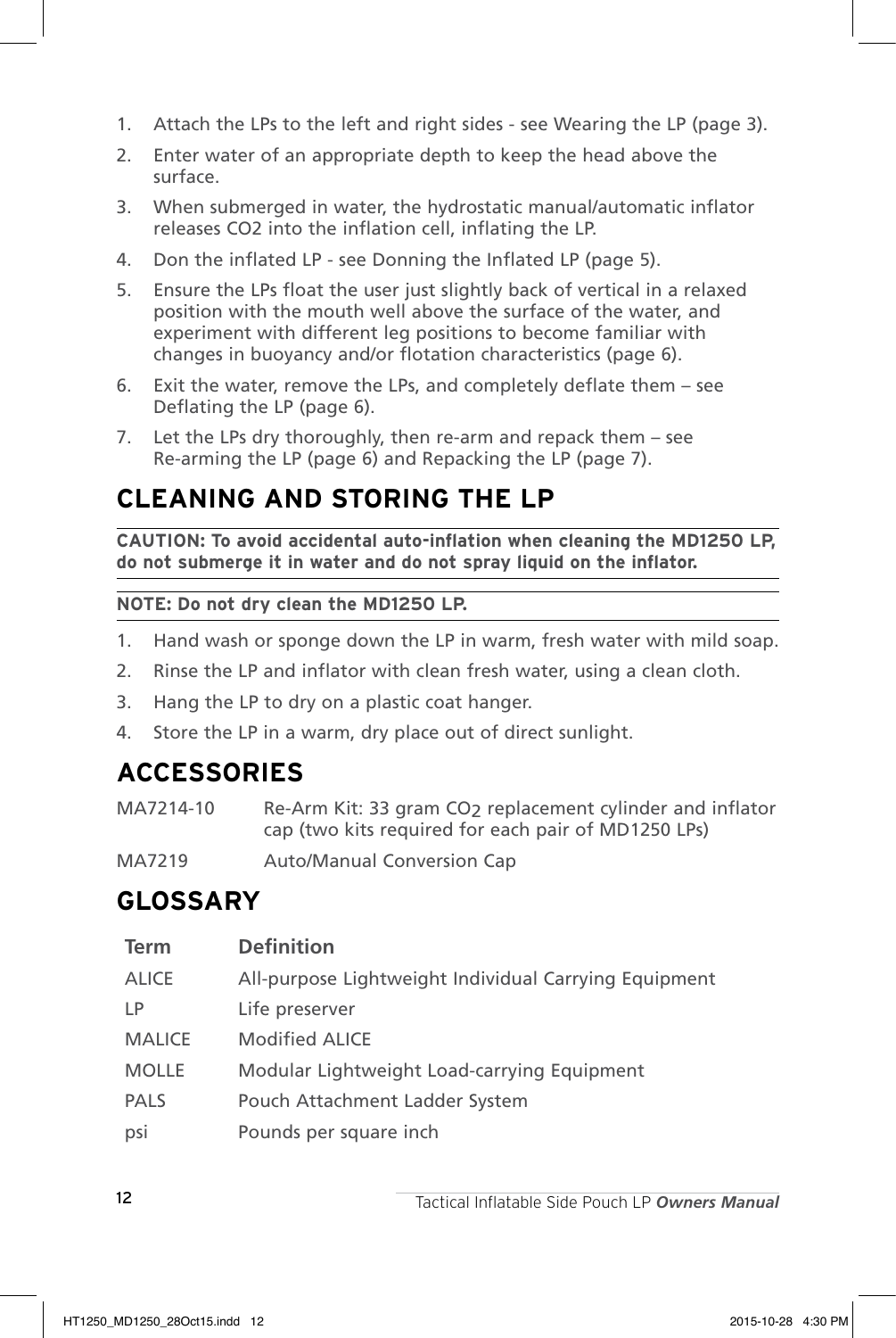1. Attach the LPs to the left and right sides - see Wearing the LP (page 3).
2. Enter water of an appropriate depth to keep the head above the surface.
3. When submerged in water, the hydrostatic manual/automatic inflator releases CO2 into the inflation cell, inflating the LP.
4. Don the inflated LP - see Donning the Inflated LP (page 5).
5. Ensure the LPs float the user just slightly back of vertical in a relaxed position with the mouth well above the surface of the water, and experiment with different leg positions to become familiar with changes in buoyancy and/or flotation characteristics (page 6).
6. Exit the water, remove the LPs, and completely deflate them – see Deflating the LP (page 6).
7. Let the LPs dry thoroughly, then re-arm and repack them – see Re-arming the LP (page 6) and Repacking the LP (page 7).

## CLEANING AND STORING THE LP

**CAUTION: To avoid accidental auto-inflation when cleaning the MD1250 LP, do not submerge it in water and do not spray liquid on the inflator.**

**NOTE: Do not dry clean the MD1250 LP.**

1. Hand wash or sponge down the LP in warm, fresh water with mild soap.
2. Rinse the LP and inflator with clean fresh water, using a clean cloth.
3. Hang the LP to dry on a plastic coat hanger.
4. Store the LP in a warm, dry place out of direct sunlight.

## ACCESSORIES

| | |
|---|---|
| MA7214-10 | Re-Arm Kit: 33 gram $CO_2$ replacement cylinder and inflator cap (two kits required for each pair of MD1250 LPs) |
| MA7219 | Auto/Manual Conversion Cap |

## GLOSSARY

| Term | Definition |
|---|---|
| ALICE | All-purpose Lightweight Individual Carrying Equipment |
| LP | Life preserver |
| MALICE | Modified ALICE |
| MOLLE | Modular Lightweight Load-carrying Equipment |
| PALS | Pouch Attachment Ladder System |
| psi | Pounds per square inch |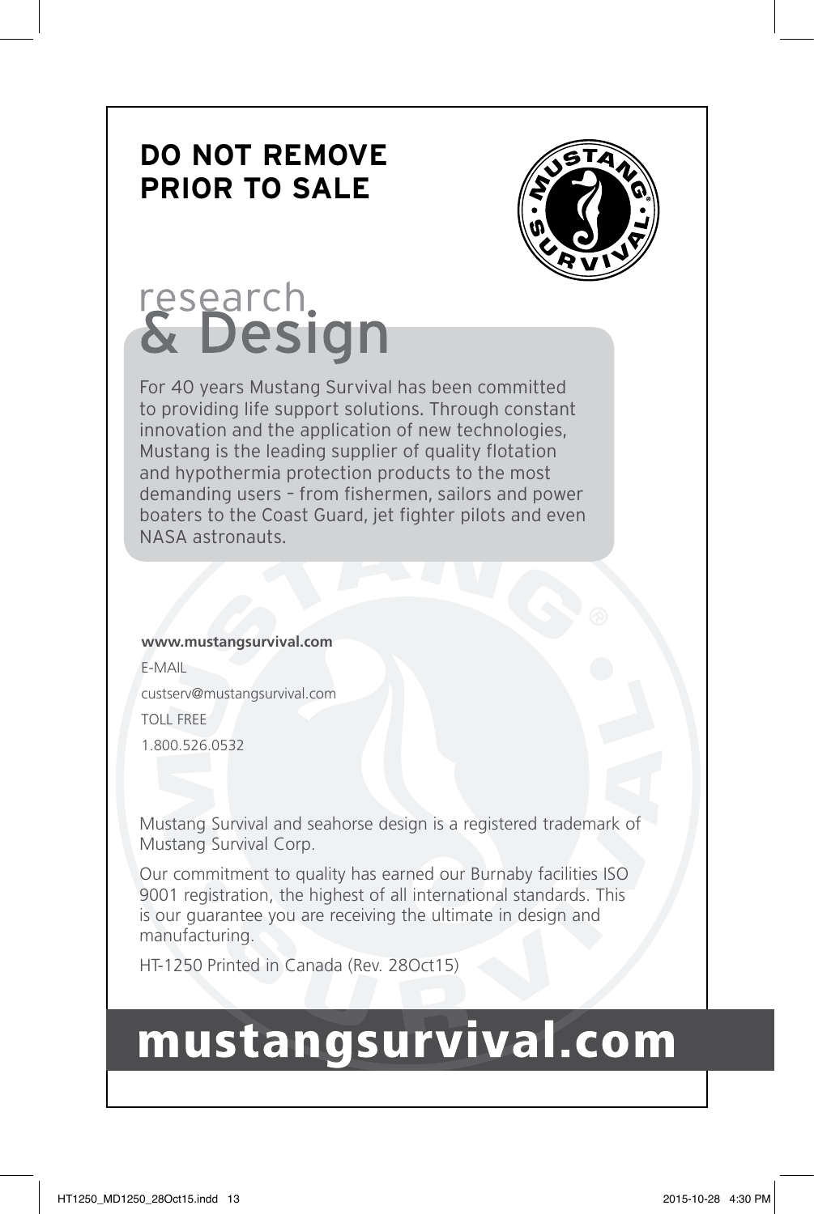**DO NOT REMOVE PRIOR TO SALE**

# research & Design

For 40 years Mustang Survival has been committed to providing life support solutions. Through constant innovation and the application of new technologies, Mustang is the leading supplier of quality flotation and hypothermia protection products to the most demanding users – from fishermen, sailors and power boaters to the Coast Guard, jet fighter pilots and even NASA astronauts.

**www.mustangsurvival.com**

E-MAIL

custserv@mustangsurvival.com

TOLL FREE

1.800.526.0532

Mustang Survival and seahorse design is a registered trademark of Mustang Survival Corp.

Our commitment to quality has earned our Burnaby facilities ISO 9001 registration, the highest of all international standards. This is our guarantee you are receiving the ultimate in design and manufacturing.

HT-1250 Printed in Canada (Rev. 28Oct15)

**mustangsurvival.com**